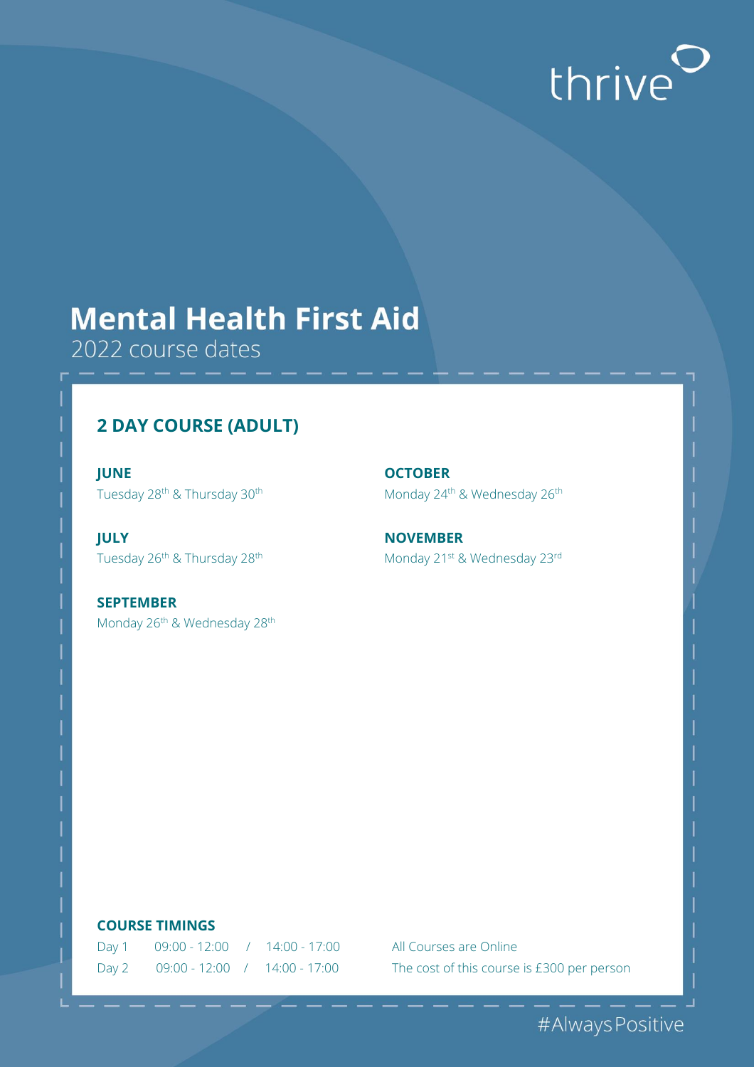thrive

# Mental Health First Aid

2022 course dates

## 2 DAY COURSE (ADULT)

**JUNE**
Tuesday 28th & Thursday 30th

**JULY**
Tuesday 26th & Thursday 28th

**SEPTEMBER**
Monday 26th & Wednesday 28th

**OCTOBER**
Monday 24th & Wednesday 26th

**NOVEMBER**
Monday 21st & Wednesday 23rd

### COURSE TIMINGS

Day 1 09:00 - 12:00 / 14:00 - 17:00

Day 2 09:00 - 12:00 / 14:00 - 17:00

All Courses are Online

The cost of this course is £300 per person

#AlwaysPositive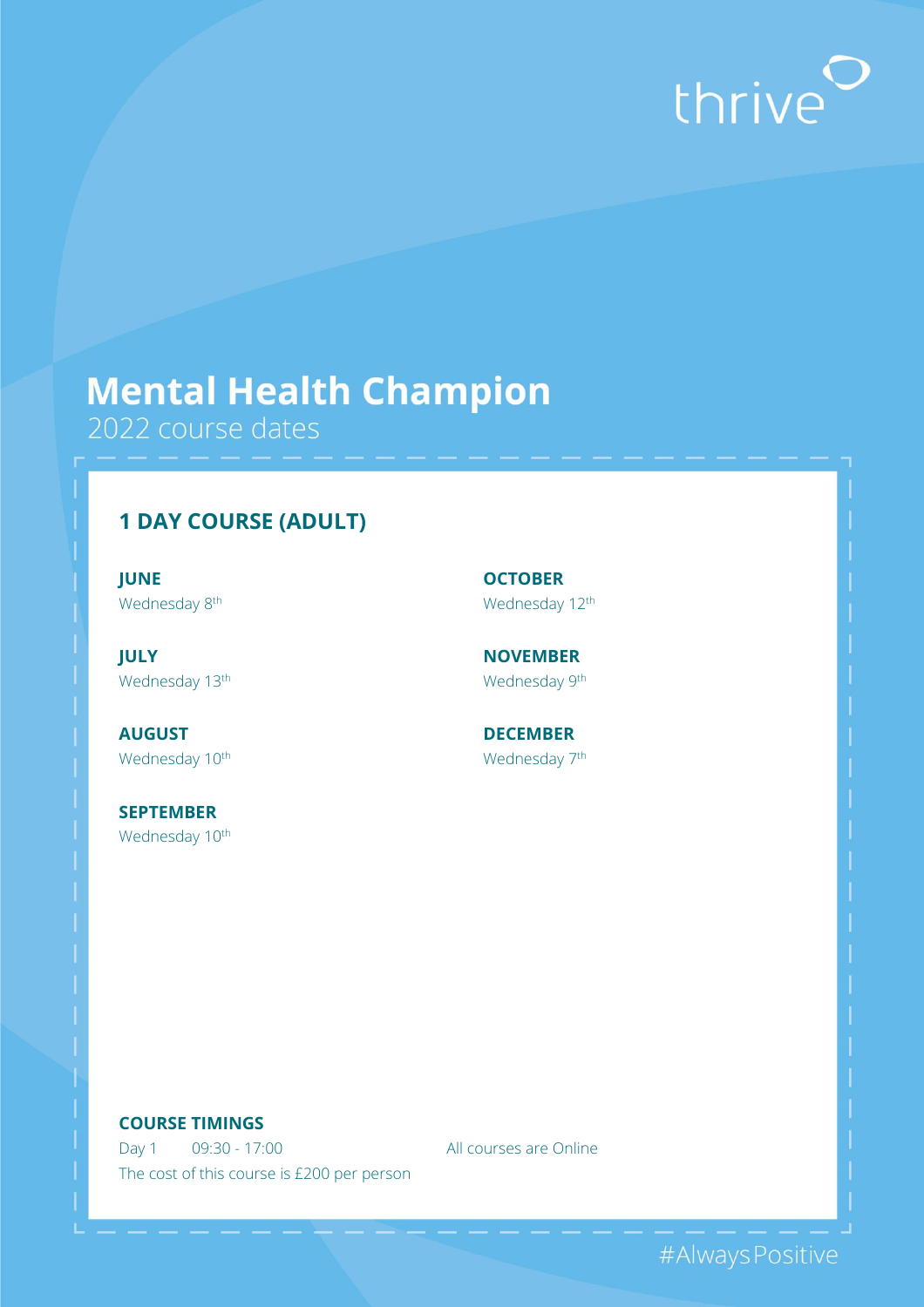thrive

# Mental Health Champion

2022 course dates

## 1 DAY COURSE (ADULT)

**JUNE**
Wednesday 8th

**JULY**
Wednesday 13th

**AUGUST**
Wednesday 10th

**SEPTEMBER**
Wednesday 10th

**OCTOBER**
Wednesday 12th

**NOVEMBER**
Wednesday 9th

**DECEMBER**
Wednesday 7th

**COURSE TIMINGS**

Day 1 09:30 - 17:00

All courses are Online

The cost of this course is £200 per person

#AlwaysPositive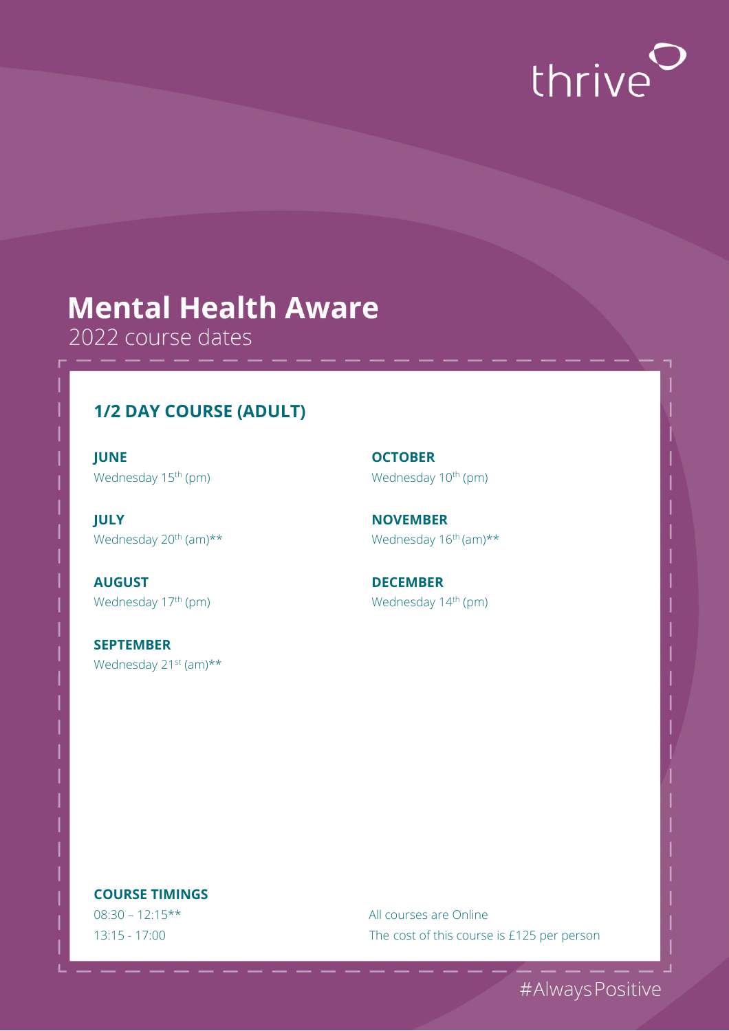thrive

# Mental Health Aware

2022 course dates

## 1/2 DAY COURSE (ADULT)

**JUNE**
Wednesday 15th (pm)

**JULY**
Wednesday 20th (am)**

**AUGUST**
Wednesday 17th (pm)

**SEPTEMBER**
Wednesday 21st (am)**

**OCTOBER**
Wednesday 10th (pm)

**NOVEMBER**
Wednesday 16th (am)**

**DECEMBER**
Wednesday 14th (pm)

**COURSE TIMINGS**

08:30 – 12:15**

13:15 - 17:00

All courses are Online

The cost of this course is £125 per person

#AlwaysPositive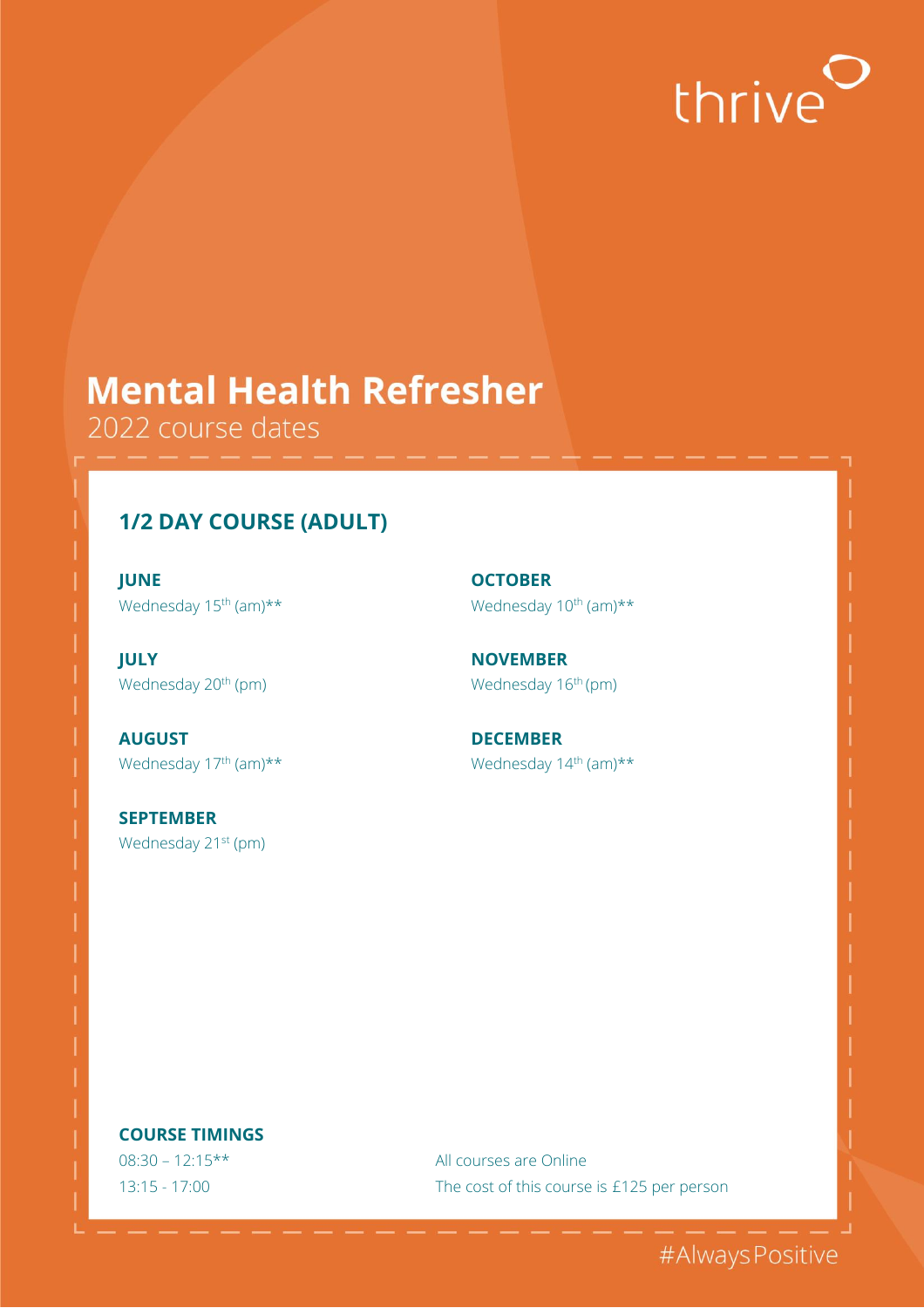thrive

# Mental Health Refresher

2022 course dates

## 1/2 DAY COURSE (ADULT)

**JUNE**
Wednesday 15th (am)**

**JULY**
Wednesday 20th (pm)

**AUGUST**
Wednesday 17th (am)**

**SEPTEMBER**
Wednesday 21st (pm)

**OCTOBER**
Wednesday 10th (am)**

**NOVEMBER**
Wednesday 16th (pm)

**DECEMBER**
Wednesday 14th (am)**

**COURSE TIMINGS**

08:30 – 12:15**
13:15 - 17:00

All courses are Online
The cost of this course is £125 per person

#AlwaysPositive